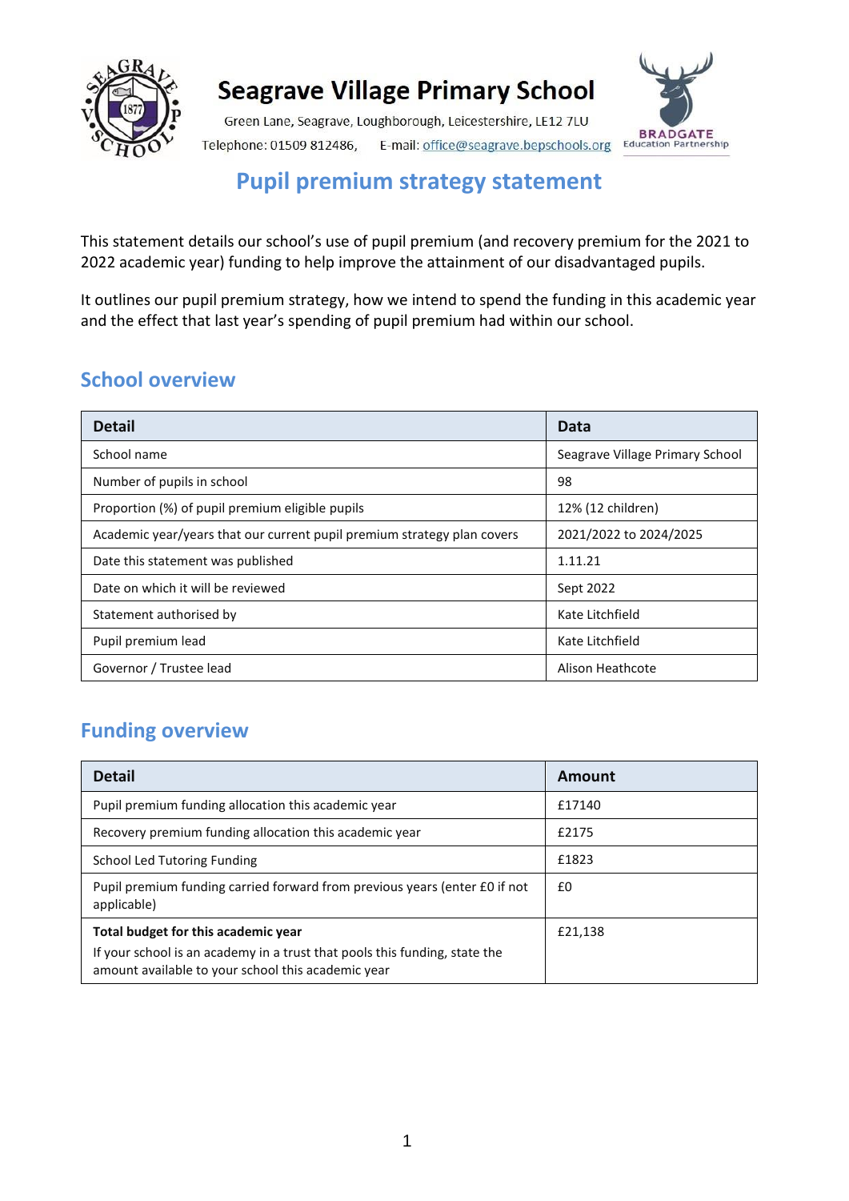# Seagrave Village Primary School

Green Lane, Seagrave, Loughborough, Leicestershire, LE12 7LU

Telephone: 01509 812486, E-mail: office@seagrave.bepschools.org

BRADGATE Education Partnership

## Pupil premium strategy statement

This statement details our school's use of pupil premium (and recovery premium for the 2021 to 2022 academic year) funding to help improve the attainment of our disadvantaged pupils.

It outlines our pupil premium strategy, how we intend to spend the funding in this academic year and the effect that last year's spending of pupil premium had within our school.

## School overview

| Detail | Data |
| --- | --- |
| School name | Seagrave Village Primary School |
| Number of pupils in school | 98 |
| Proportion (%) of pupil premium eligible pupils | 12% (12 children) |
| Academic year/years that our current pupil premium strategy plan covers | 2021/2022 to 2024/2025 |
| Date this statement was published | 1.11.21 |
| Date on which it will be reviewed | Sept 2022 |
| Statement authorised by | Kate Litchfield |
| Pupil premium lead | Kate Litchfield |
| Governor / Trustee lead | Alison Heathcote |

## Funding overview

| Detail | Amount |
| --- | --- |
| Pupil premium funding allocation this academic year | £17140 |
| Recovery premium funding allocation this academic year | £2175 |
| School Led Tutoring Funding | £1823 |
| Pupil premium funding carried forward from previous years (enter £0 if not applicable) | £0 |
| **Total budget for this academic year**<br>If your school is an academy in a trust that pools this funding, state the amount available to your school this academic year | £21,138 |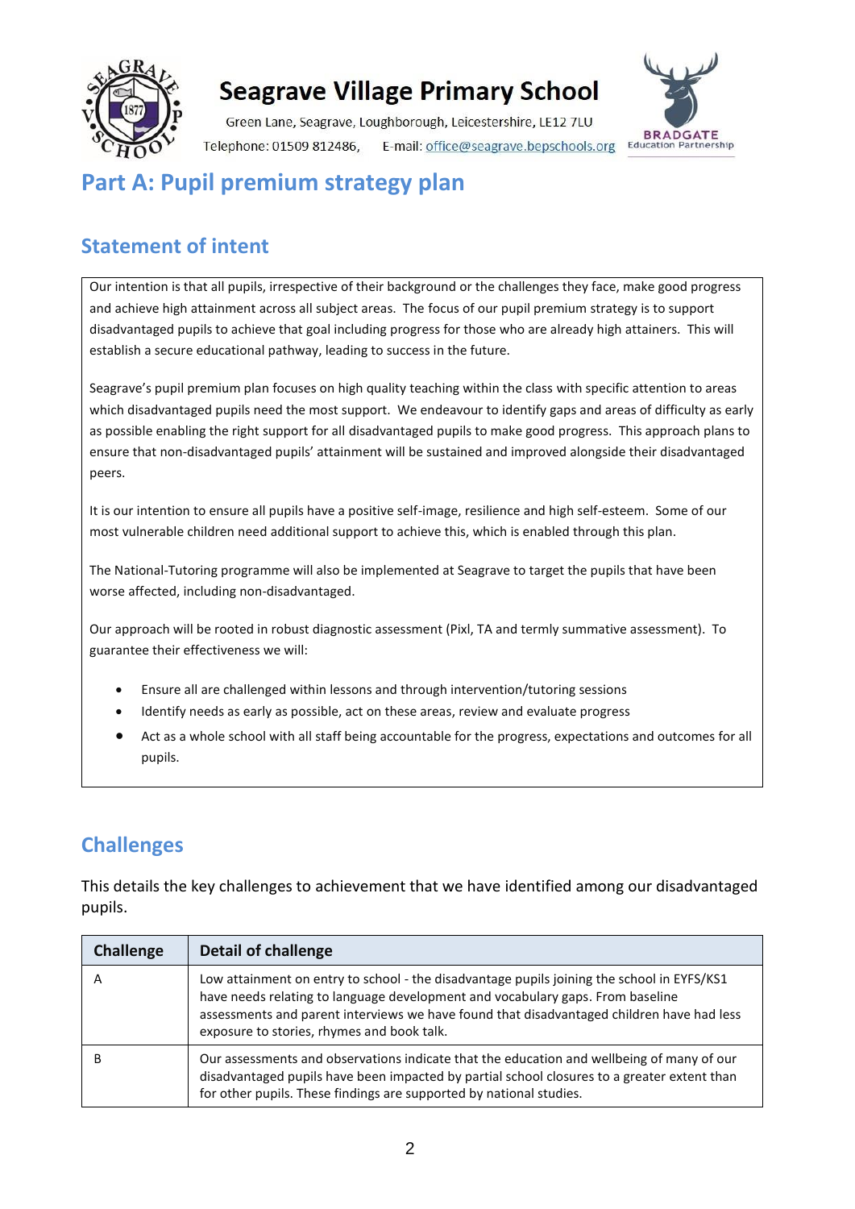Seagrave Village Primary School

Green Lane, Seagrave, Loughborough, Leicestershire, LE12 7LU

Telephone: 01509 812486, E-mail: office@seagrave.bepschools.org

# Part A: Pupil premium strategy plan

## Statement of intent

Our intention is that all pupils, irrespective of their background or the challenges they face, make good progress and achieve high attainment across all subject areas. The focus of our pupil premium strategy is to support disadvantaged pupils to achieve that goal including progress for those who are already high attainers. This will establish a secure educational pathway, leading to success in the future.

Seagrave's pupil premium plan focuses on high quality teaching within the class with specific attention to areas which disadvantaged pupils need the most support. We endeavour to identify gaps and areas of difficulty as early as possible enabling the right support for all disadvantaged pupils to make good progress. This approach plans to ensure that non-disadvantaged pupils' attainment will be sustained and improved alongside their disadvantaged peers.

It is our intention to ensure all pupils have a positive self-image, resilience and high self-esteem. Some of our most vulnerable children need additional support to achieve this, which is enabled through this plan.

The National-Tutoring programme will also be implemented at Seagrave to target the pupils that have been worse affected, including non-disadvantaged.

Our approach will be rooted in robust diagnostic assessment (Pixl, TA and termly summative assessment). To guarantee their effectiveness we will:

- Ensure all are challenged within lessons and through intervention/tutoring sessions
- Identify needs as early as possible, act on these areas, review and evaluate progress
- Act as a whole school with all staff being accountable for the progress, expectations and outcomes for all pupils.

## Challenges

This details the key challenges to achievement that we have identified among our disadvantaged pupils.

| Challenge | Detail of challenge |
|---|---|
| A | Low attainment on entry to school - the disadvantage pupils joining the school in EYFS/KS1 have needs relating to language development and vocabulary gaps. From baseline assessments and parent interviews we have found that disadvantaged children have had less exposure to stories, rhymes and book talk. |
| B | Our assessments and observations indicate that the education and wellbeing of many of our disadvantaged pupils have been impacted by partial school closures to a greater extent than for other pupils. These findings are supported by national studies. |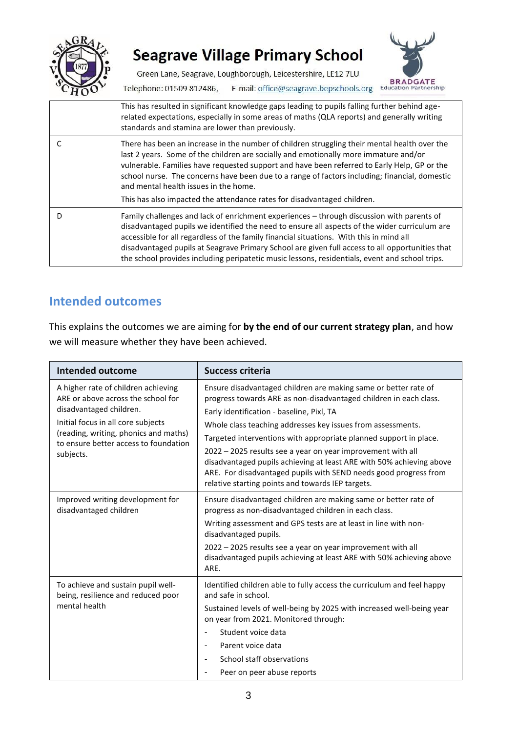| | |
|---|---|
| | This has resulted in significant knowledge gaps leading to pupils falling further behind age-related expectations, especially in some areas of maths (QLA reports) and generally writing standards and stamina are lower than previously. |
| C | There has been an increase in the number of children struggling their mental health over the last 2 years. Some of the children are socially and emotionally more immature and/or vulnerable. Families have requested support and have been referred to Early Help, GP or the school nurse. The concerns have been due to a range of factors including; financial, domestic and mental health issues in the home.<br>This has also impacted the attendance rates for disadvantaged children. |
| D | Family challenges and lack of enrichment experiences – through discussion with parents of disadvantaged pupils we identified the need to ensure all aspects of the wider curriculum are accessible for all regardless of the family financial situations. With this in mind all disadvantaged pupils at Seagrave Primary School are given full access to all opportunities that the school provides including peripatetic music lessons, residentials, event and school trips. |

## Intended outcomes

This explains the outcomes we are aiming for **by the end of our current strategy plan**, and how we will measure whether they have been achieved.

| Intended outcome | Success criteria |
|---|---|
| A higher rate of children achieving ARE or above across the school for disadvantaged children.<br>Initial focus in all core subjects (reading, writing, phonics and maths) to ensure better access to foundation subjects. | Ensure disadvantaged children are making same or better rate of progress towards ARE as non-disadvantaged children in each class.<br>Early identification - baseline, Pixl, TA<br>Whole class teaching addresses key issues from assessments.<br>Targeted interventions with appropriate planned support in place.<br>2022 – 2025 results see a year on year improvement with all disadvantaged pupils achieving at least ARE with 50% achieving above ARE. For disadvantaged pupils with SEND needs good progress from relative starting points and towards IEP targets. |
| Improved writing development for disadvantaged children | Ensure disadvantaged children are making same or better rate of progress as non-disadvantaged children in each class.<br>Writing assessment and GPS tests are at least in line with non-disadvantaged pupils.<br>2022 – 2025 results see a year on year improvement with all disadvantaged pupils achieving at least ARE with 50% achieving above ARE. |
| To achieve and sustain pupil well-being, resilience and reduced poor mental health | Identified children able to fully access the curriculum and feel happy and safe in school.<br>Sustained levels of well-being by 2025 with increased well-being year on year from 2021. Monitored through:<br>- Student voice data<br>- Parent voice data<br>- School staff observations<br>- Peer on peer abuse reports |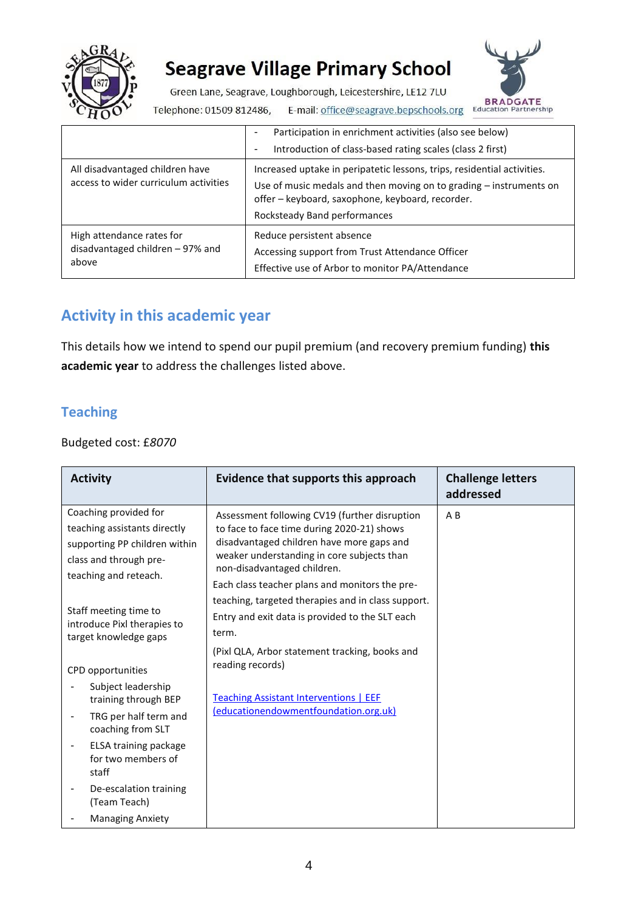| | |
|---|---|
| | - Participation in enrichment activities (also see below)<br>- Introduction of class-based rating scales (class 2 first) |
| All disadvantaged children have access to wider curriculum activities | Increased uptake in peripatetic lessons, trips, residential activities.<br>Use of music medals and then moving on to grading – instruments on offer – keyboard, saxophone, keyboard, recorder.<br>Rocksteady Band performances |
| High attendance rates for disadvantaged children – 97% and above | Reduce persistent absence<br>Accessing support from Trust Attendance Officer<br>Effective use of Arbor to monitor PA/Attendance |

## Activity in this academic year

This details how we intend to spend our pupil premium (and recovery premium funding) **this academic year** to address the challenges listed above.

### Teaching

Budgeted cost: £*8070*

| Activity | Evidence that supports this approach | Challenge letters addressed |
|---|---|---|
| Coaching provided for teaching assistants directly supporting PP children within class and through pre-teaching and reteach.<br><br>Staff meeting time to introduce Pixl therapies to target knowledge gaps<br><br>CPD opportunities<br>- Subject leadership training through BEP<br>- TRG per half term and coaching from SLT<br>- ELSA training package for two members of staff<br>- De-escalation training (Team Teach)<br>- Managing Anxiety | Assessment following CV19 (further disruption to face to face time during 2020-21) shows disadvantaged children have more gaps and weaker understanding in core subjects than non-disadvantaged children.<br>Each class teacher plans and monitors the pre-teaching, targeted therapies and in class support.<br>Entry and exit data is provided to the SLT each term.<br>(Pixl QLA, Arbor statement tracking, books and reading records)<br><br>[Teaching Assistant Interventions \| EEF (educationendowmentfoundation.org.uk)](educationendowmentfoundation.org.uk) | A B |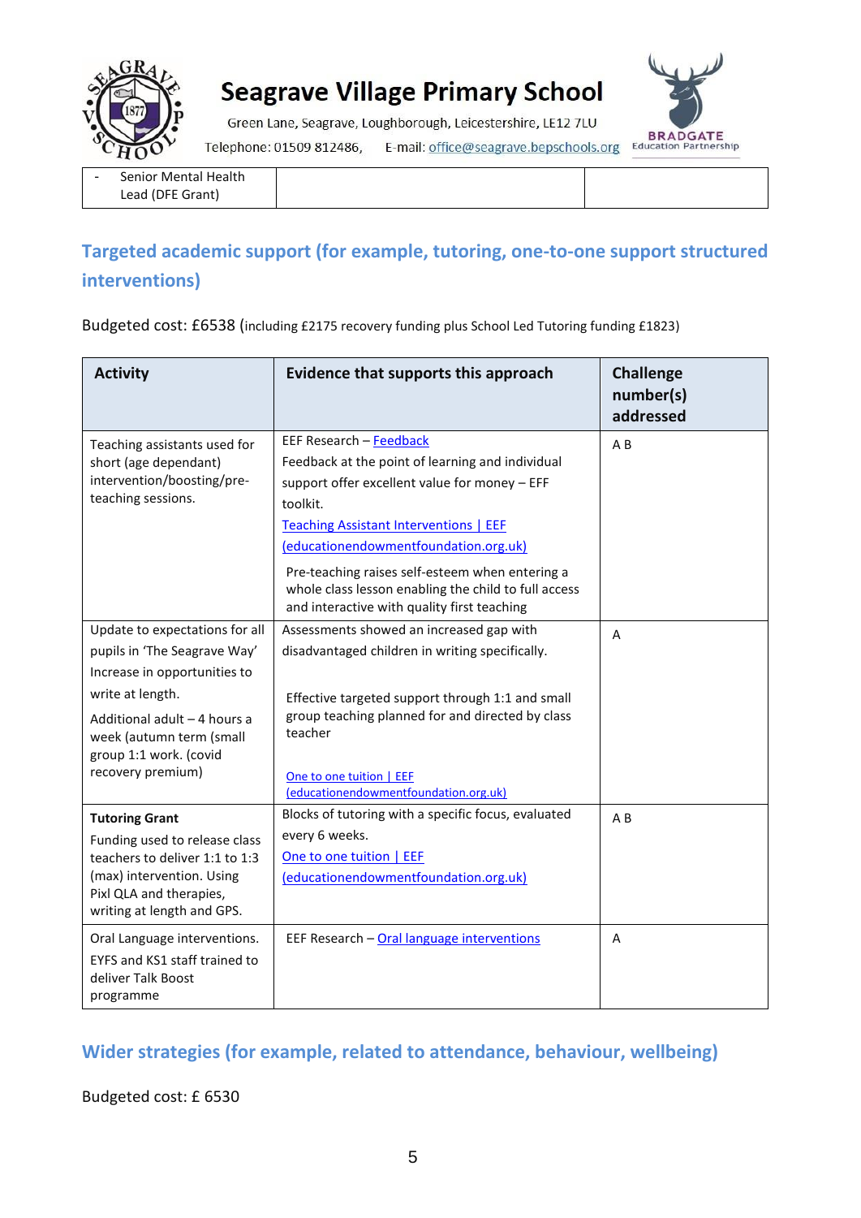| - Senior Mental Health Lead (DFE Grant) | | |
|---|---|---|

## Targeted academic support (for example, tutoring, one-to-one support structured interventions)

Budgeted cost: £6538 (including £2175 recovery funding plus School Led Tutoring funding £1823)

| Activity | Evidence that supports this approach | Challenge number(s) addressed |
|---|---|---|
| Teaching assistants used for short (age dependant) intervention/boosting/pre-teaching sessions. | EEF Research – Feedback<br>Feedback at the point of learning and individual support offer excellent value for money – EFF toolkit.<br>Teaching Assistant Interventions \| EEF (educationendowmentfoundation.org.uk)<br>Pre-teaching raises self-esteem when entering a whole class lesson enabling the child to full access and interactive with quality first teaching | A B |
| Update to expectations for all pupils in 'The Seagrave Way' Increase in opportunities to write at length.<br>Additional adult – 4 hours a week (autumn term (small group 1:1 work. (covid recovery premium) | Assessments showed an increased gap with disadvantaged children in writing specifically.<br>Effective targeted support through 1:1 and small group teaching planned for and directed by class teacher<br>One to one tuition \| EEF (educationendowmentfoundation.org.uk) | A |
| **Tutoring Grant**<br>Funding used to release class teachers to deliver 1:1 to 1:3 (max) intervention. Using Pixl QLA and therapies, writing at length and GPS. | Blocks of tutoring with a specific focus, evaluated every 6 weeks.<br>One to one tuition \| EEF (educationendowmentfoundation.org.uk) | A B |
| Oral Language interventions. EYFS and KS1 staff trained to deliver Talk Boost programme | EEF Research – Oral language interventions | A |

## Wider strategies (for example, related to attendance, behaviour, wellbeing)

Budgeted cost: £ 6530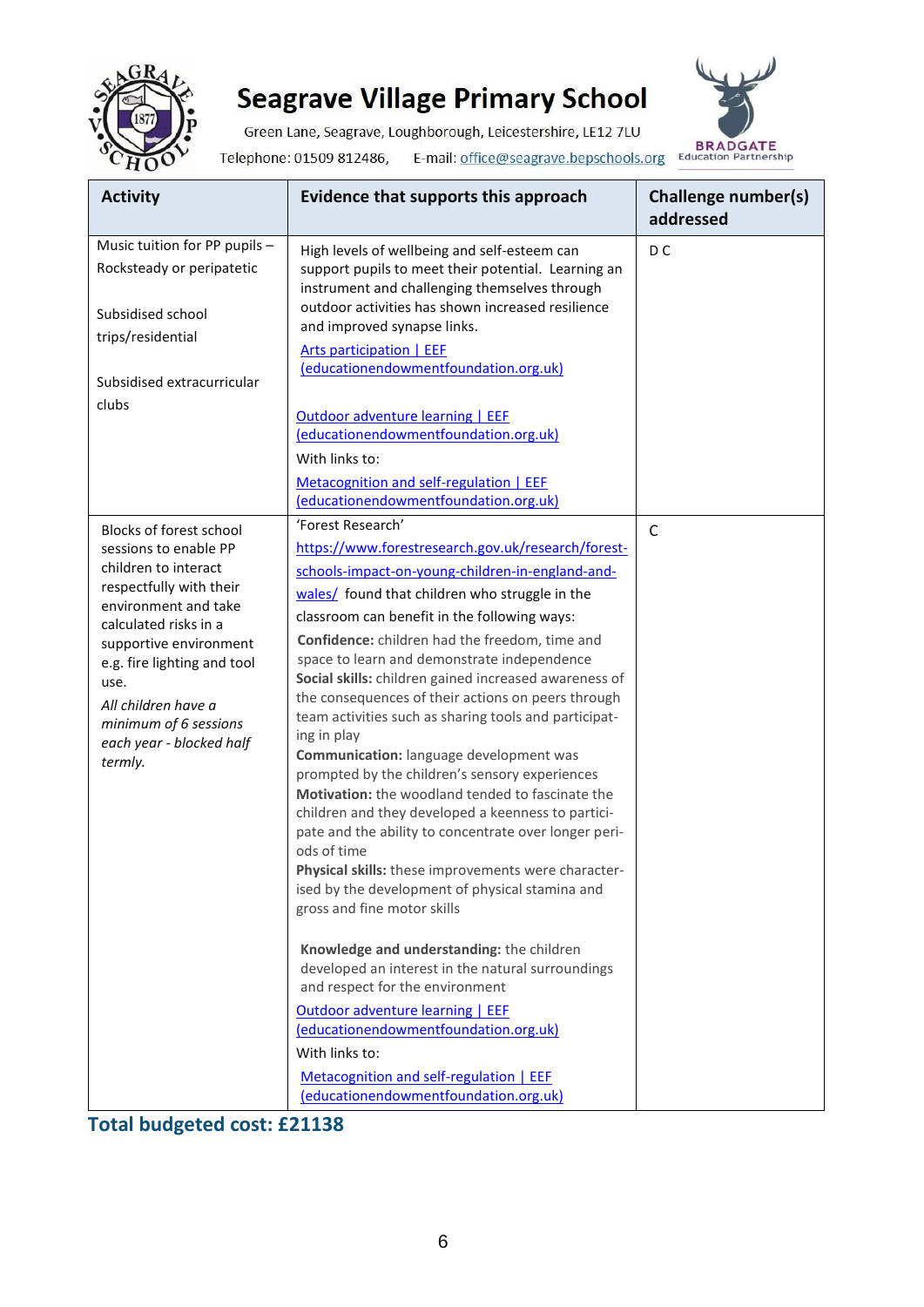| Activity | Evidence that supports this approach | Challenge number(s) addressed |
|---|---|---|
| Music tuition for PP pupils – Rocksteady or peripatetic<br><br>Subsidised school trips/residential<br><br>Subsidised extracurricular clubs | High levels of wellbeing and self-esteem can support pupils to meet their potential. Learning an instrument and challenging themselves through outdoor activities has shown increased resilience and improved synapse links.<br>Arts participation \| EEF (educationendowmentfoundation.org.uk)<br><br>Outdoor adventure learning \| EEF (educationendowmentfoundation.org.uk)<br>With links to:<br>Metacognition and self-regulation \| EEF (educationendowmentfoundation.org.uk) | D C |
| Blocks of forest school sessions to enable PP children to interact respectfully with their environment and take calculated risks in a supportive environment e.g. fire lighting and tool use.<br>*All children have a minimum of 6 sessions each year - blocked half termly.* | 'Forest Research' https://www.forestresearch.gov.uk/research/forest-schools-impact-on-young-children-in-england-and-wales/ found that children who struggle in the classroom can benefit in the following ways:<br>**Confidence:** children had the freedom, time and space to learn and demonstrate independence<br>**Social skills:** children gained increased awareness of the consequences of their actions on peers through team activities such as sharing tools and participating in play<br>**Communication:** language development was prompted by the children's sensory experiences<br>**Motivation:** the woodland tended to fascinate the children and they developed a keenness to participate and the ability to concentrate over longer periods of time<br>**Physical skills:** these improvements were characterised by the development of physical stamina and gross and fine motor skills<br><br>**Knowledge and understanding:** the children developed an interest in the natural surroundings and respect for the environment<br>Outdoor adventure learning \| EEF (educationendowmentfoundation.org.uk)<br>With links to:<br>Metacognition and self-regulation \| EEF (educationendowmentfoundation.org.uk) | C |

## Total budgeted cost: £21138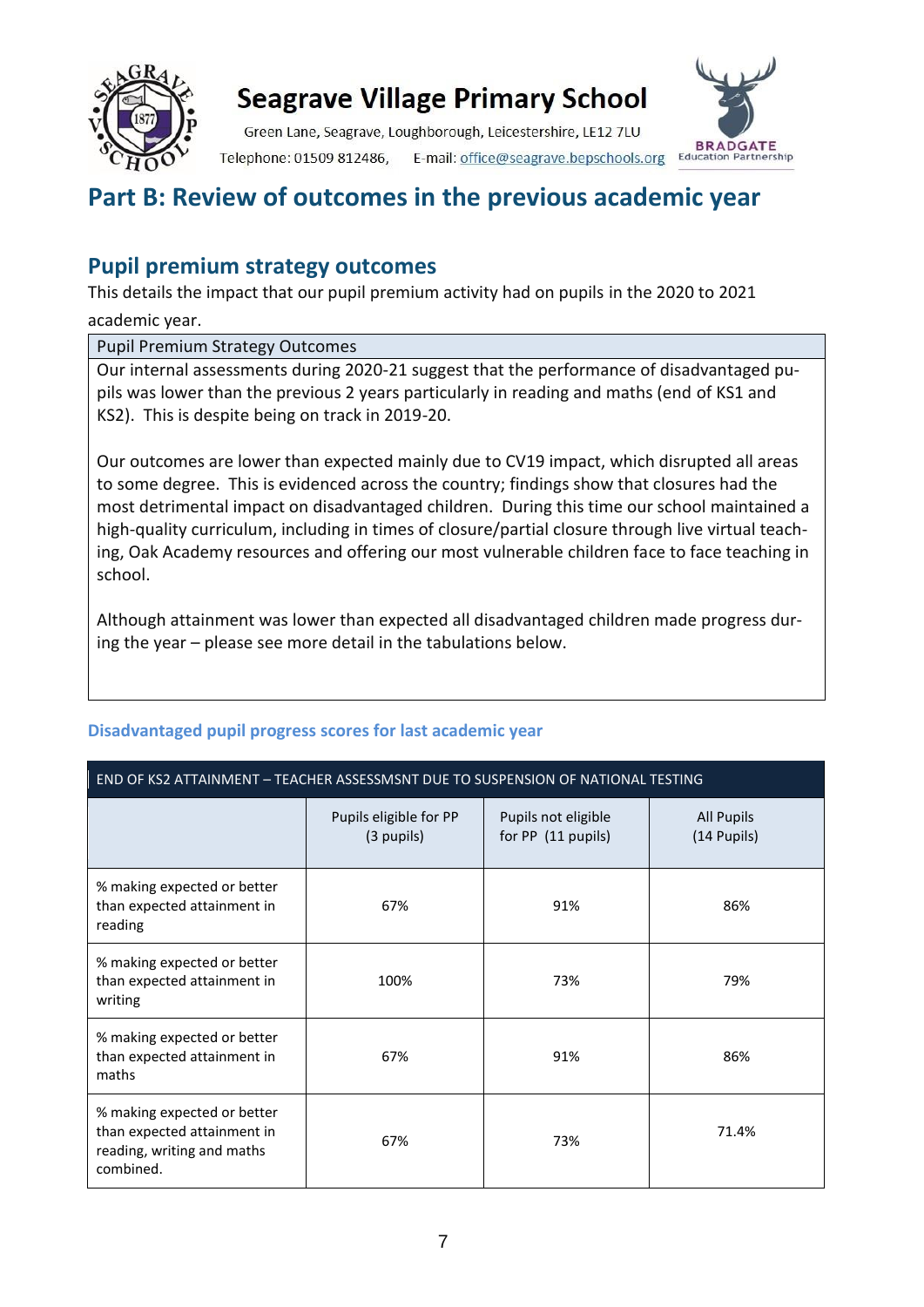# Part B: Review of outcomes in the previous academic year

## Pupil premium strategy outcomes

This details the impact that our pupil premium activity had on pupils in the 2020 to 2021 academic year.

| Pupil Premium Strategy Outcomes |
|---|
| Our internal assessments during 2020-21 suggest that the performance of disadvantaged pupils was lower than the previous 2 years particularly in reading and maths (end of KS1 and KS2). This is despite being on track in 2019-20.<br><br>Our outcomes are lower than expected mainly due to CV19 impact, which disrupted all areas to some degree. This is evidenced across the country; findings show that closures had the most detrimental impact on disadvantaged children. During this time our school maintained a high-quality curriculum, including in times of closure/partial closure through live virtual teaching, Oak Academy resources and offering our most vulnerable children face to face teaching in school.<br><br>Although attainment was lower than expected all disadvantaged children made progress during the year – please see more detail in the tabulations below. |

### Disadvantaged pupil progress scores for last academic year

| END OF KS2 ATTAINMENT – TEACHER ASSESSMSNT DUE TO SUSPENSION OF NATIONAL TESTING | | | |
|---|---|---|---|
| | Pupils eligible for PP (3 pupils) | Pupils not eligible for PP (11 pupils) | All Pupils (14 Pupils) |
| % making expected or better than expected attainment in reading | 67% | 91% | 86% |
| % making expected or better than expected attainment in writing | 100% | 73% | 79% |
| % making expected or better than expected attainment in maths | 67% | 91% | 86% |
| % making expected or better than expected attainment in reading, writing and maths combined. | 67% | 73% | 71.4% |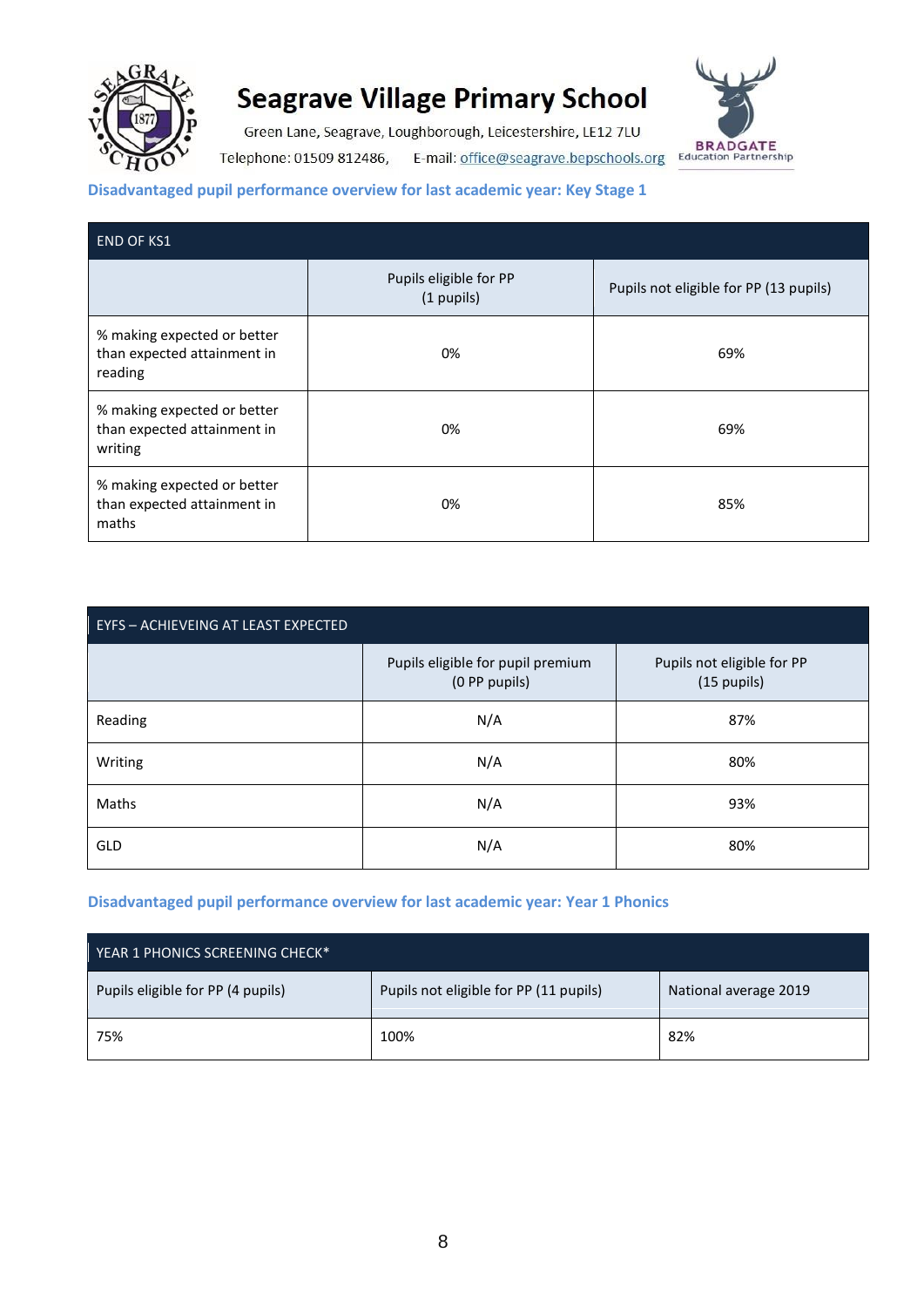# Seagrave Village Primary School

Green Lane, Seagrave, Loughborough, Leicestershire, LE12 7LU

Telephone: 01509 812486, E-mail: office@seagrave.bepschools.org

BRADGATE Education Partnership

## Disadvantaged pupil performance overview for last academic year: Key Stage 1

| END OF KS1 | | |
|---|---|---|
| | Pupils eligible for PP (1 pupils) | Pupils not eligible for PP (13 pupils) |
| % making expected or better than expected attainment in reading | 0% | 69% |
| % making expected or better than expected attainment in writing | 0% | 69% |
| % making expected or better than expected attainment in maths | 0% | 85% |

| EYFS – ACHIEVEING AT LEAST EXPECTED | | |
|---|---|---|
| | Pupils eligible for pupil premium (0 PP pupils) | Pupils not eligible for PP (15 pupils) |
| Reading | N/A | 87% |
| Writing | N/A | 80% |
| Maths | N/A | 93% |
| GLD | N/A | 80% |

## Disadvantaged pupil performance overview for last academic year: Year 1 Phonics

| YEAR 1 PHONICS SCREENING CHECK* | | |
|---|---|---|
| Pupils eligible for PP (4 pupils) | Pupils not eligible for PP (11 pupils) | National average 2019 |
| 75% | 100% | 82% |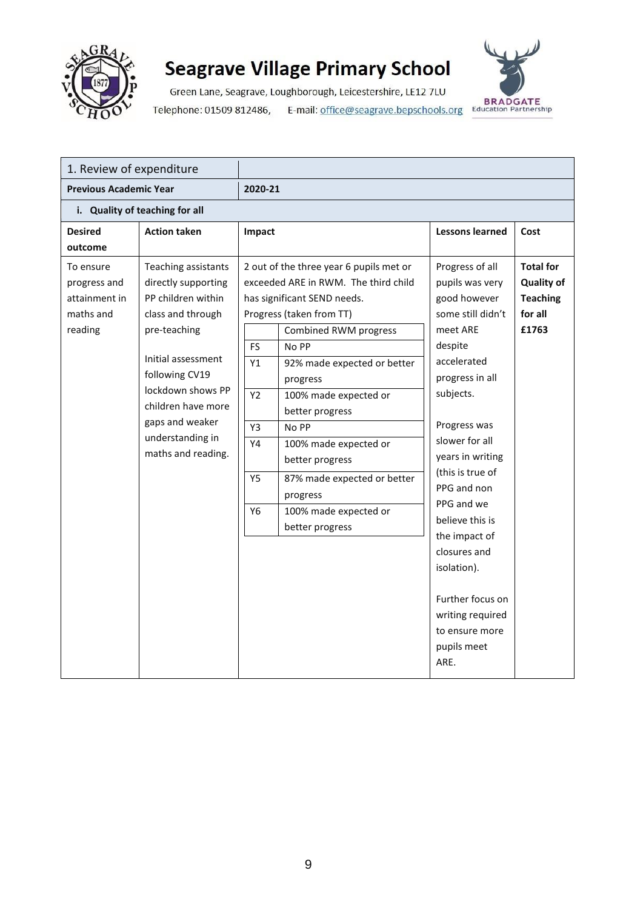# Seagrave Village Primary School

Green Lane, Seagrave, Loughborough, Leicestershire, LE12 7LU

Telephone: 01509 812486, E-mail: office@seagrave.bepschools.org

| 1. Review of expenditure | | | | |
|---|---|---|---|---|
| **Previous Academic Year** | | **2020-21** | | |
| **i. Quality of teaching for all** | | | | |
| **Desired outcome** | **Action taken** | **Impact** | **Lessons learned** | **Cost** |
| To ensure progress and attainment in maths and reading | Teaching assistants directly supporting PP children within class and through pre-teaching<br><br>Initial assessment following CV19 lockdown shows PP children have more gaps and weaker understanding in maths and reading. | 2 out of the three year 6 pupils met or exceeded ARE in RWM. The third child has significant SEND needs.<br>Progress (taken from TT)<br><br>(blank) – Combined RWM progress<br>FS – No PP<br>Y1 – 92% made expected or better progress<br>Y2 – 100% made expected or better progress<br>Y3 – No PP<br>Y4 – 100% made expected or better progress<br>Y5 – 87% made expected or better progress<br>Y6 – 100% made expected or better progress | Progress of all pupils was very good however some still didn't meet ARE despite accelerated progress in all subjects.<br><br>Progress was slower for all years in writing (this is true of PPG and non PPG and we believe this is the impact of closures and isolation).<br><br>Further focus on writing required to ensure more pupils meet ARE. | **Total for Quality of Teaching for all £1763** |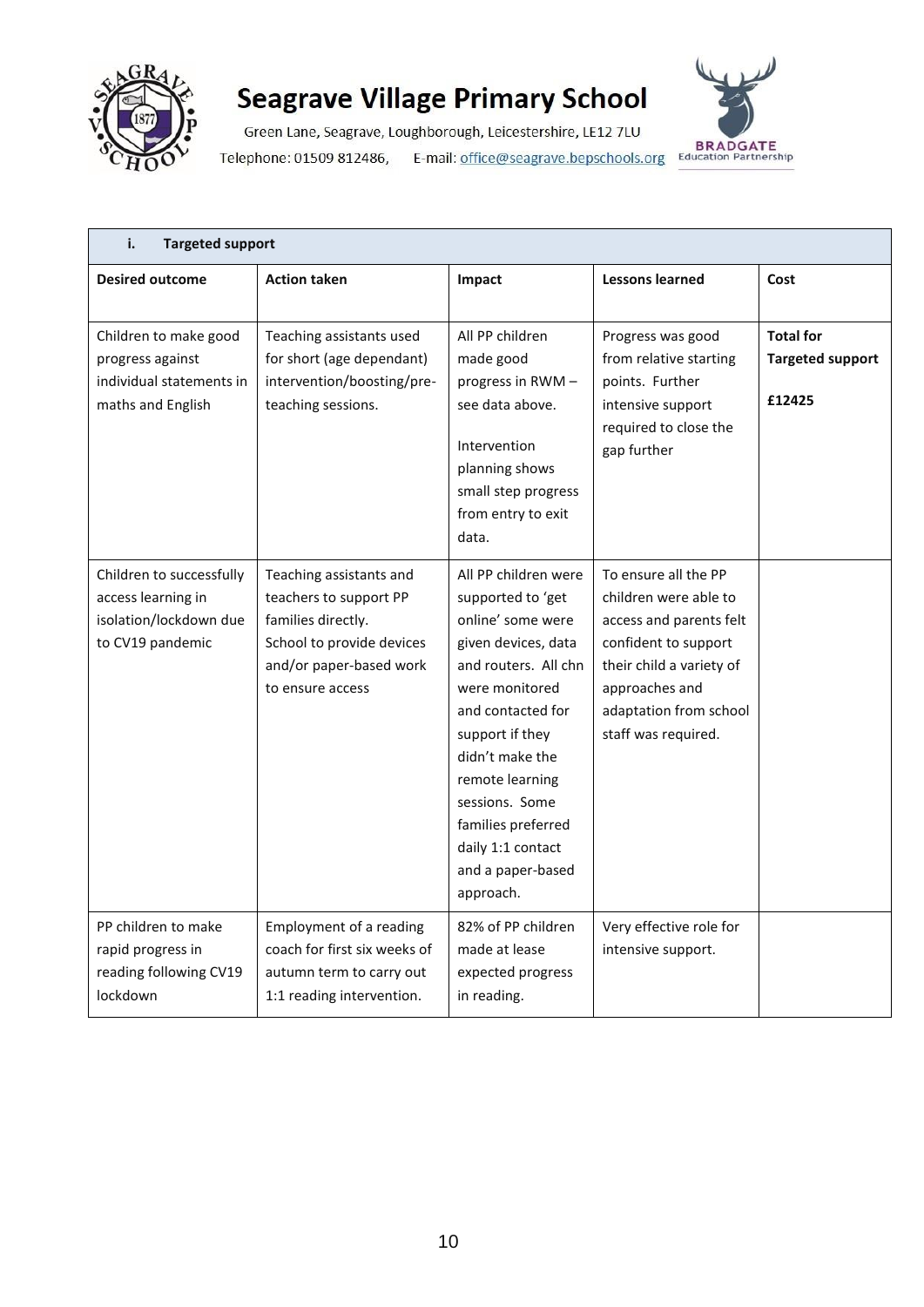# Seagrave Village Primary School

Green Lane, Seagrave, Loughborough, Leicestershire, LE12 7LU

Telephone: 01509 812486,   E-mail: office@seagrave.bepschools.org

BRADGATE Education Partnership

| **i. Targeted support** | | | | |
|---|---|---|---|---|
| **Desired outcome** | **Action taken** | **Impact** | **Lessons learned** | **Cost** |
| Children to make good progress against individual statements in maths and English | Teaching assistants used for short (age dependant) intervention/boosting/pre-teaching sessions. | All PP children made good progress in RWM – see data above.<br><br>Intervention planning shows small step progress from entry to exit data. | Progress was good from relative starting points. Further intensive support required to close the gap further | **Total for Targeted support**<br><br>**£12425** |
| Children to successfully access learning in isolation/lockdown due to CV19 pandemic | Teaching assistants and teachers to support PP families directly.<br>School to provide devices and/or paper-based work to ensure access | All PP children were supported to 'get online' some were given devices, data and routers. All chn were monitored and contacted for support if they didn't make the remote learning sessions. Some families preferred daily 1:1 contact and a paper-based approach. | To ensure all the PP children were able to access and parents felt confident to support their child a variety of approaches and adaptation from school staff was required. | |
| PP children to make rapid progress in reading following CV19 lockdown | Employment of a reading coach for first six weeks of autumn term to carry out 1:1 reading intervention. | 82% of PP children made at lease expected progress in reading. | Very effective role for intensive support. | |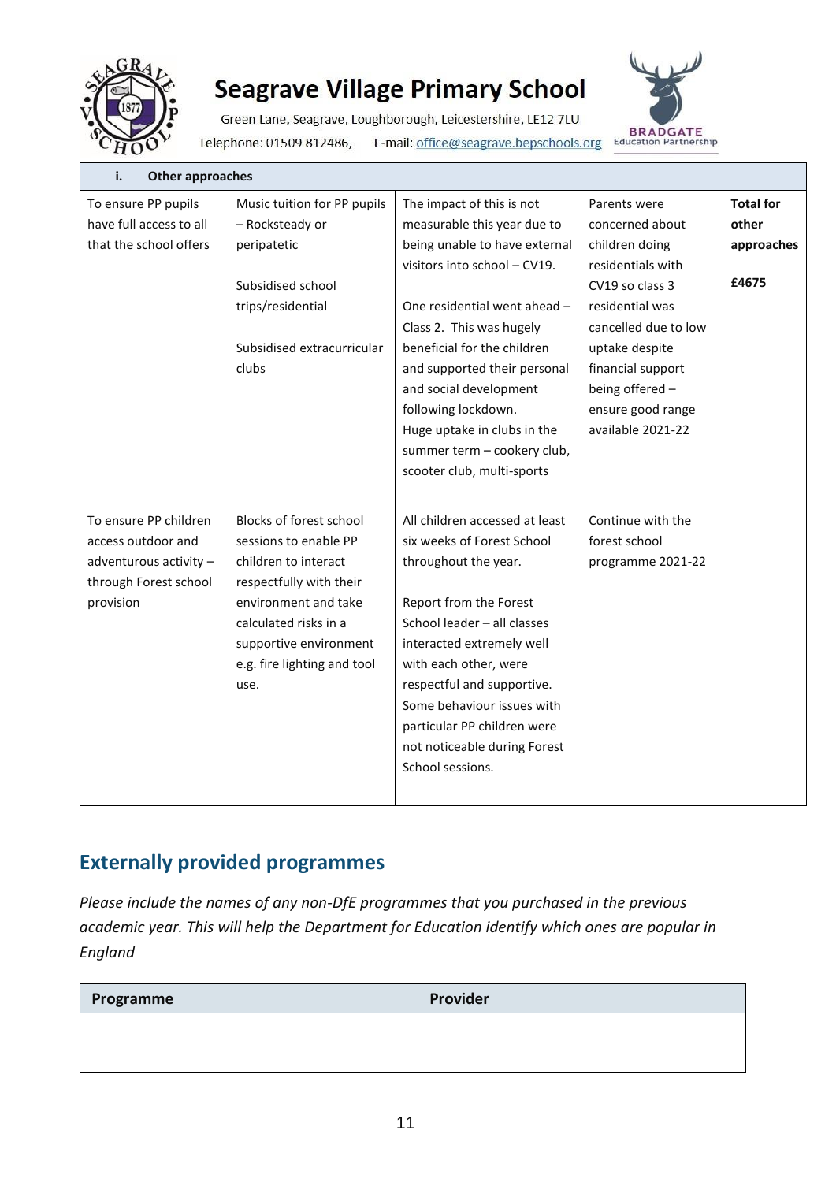| i. Other approaches | | | | |
|---|---|---|---|---|
| To ensure PP pupils have full access to all that the school offers | Music tuition for PP pupils – Rocksteady or peripatetic<br><br>Subsidised school trips/residential<br><br>Subsidised extracurricular clubs | The impact of this is not measurable this year due to being unable to have external visitors into school – CV19.<br><br>One residential went ahead – Class 2. This was hugely beneficial for the children and supported their personal and social development following lockdown.<br>Huge uptake in clubs in the summer term – cookery club, scooter club, multi-sports | Parents were concerned about children doing residentials with CV19 so class 3 residential was cancelled due to low uptake despite financial support being offered – ensure good range available 2021-22 | **Total for other approaches**<br><br>**£4675** |
| To ensure PP children access outdoor and adventurous activity – through Forest school provision | Blocks of forest school sessions to enable PP children to interact respectfully with their environment and take calculated risks in a supportive environment e.g. fire lighting and tool use. | All children accessed at least six weeks of Forest School throughout the year.<br><br>Report from the Forest School leader – all classes interacted extremely well with each other, were respectful and supportive. Some behaviour issues with particular PP children were not noticeable during Forest School sessions. | Continue with the forest school programme 2021-22 | |

## Externally provided programmes

*Please include the names of any non-DfE programmes that you purchased in the previous academic year. This will help the Department for Education identify which ones are popular in England*

| Programme | Provider |
|---|---|
| | |
| | |